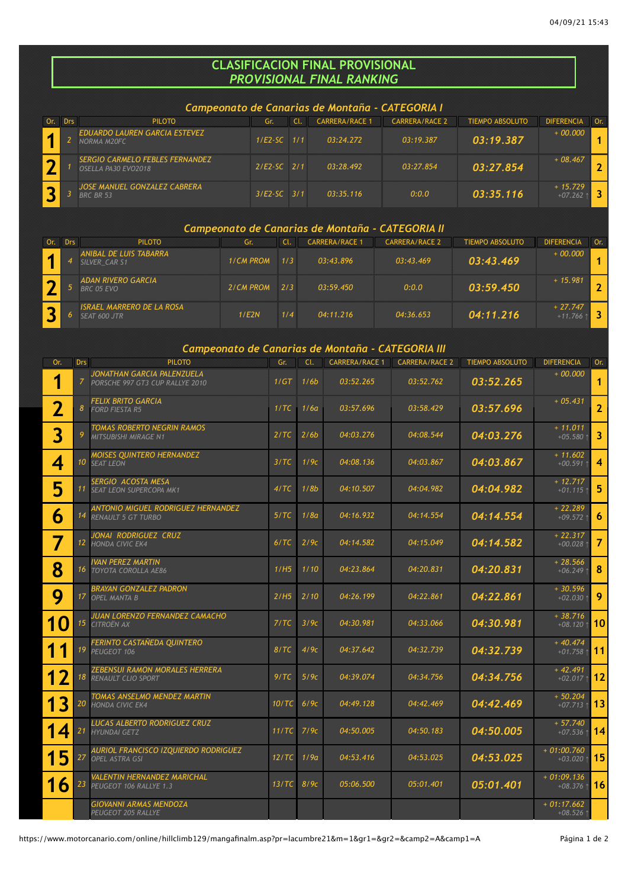# CLASIFICACION FINAL PROVISIONAL
## *PROVISIONAL FINAL RANKING*

### *Campeonato de Canarias de Montaña - CATEGORIA I*

| Or. | Drs | PILOTO | Gr. | Cl. | CARRERA/RACE 1 | CARRERA/RACE 2 | TIEMPO ABSOLUTO | DIFERENCIA | Or. |
|---|---|---|---|---|---|---|---|---|---|
| 1 | 2 | EDUARDO LAUREN GARCIA ESTEVEZ<br>NORMA M20FC | 1/E2-SC | 1/1 | 03:24.272 | 03:19.387 | 03:19.387 | + 00.000 | 1 |
| 2 | 1 | SERGIO CARMELO FEBLES FERNANDEZ<br>OSELLA PA30 EVO2018 | 2/E2-SC | 2/1 | 03:28.492 | 03:27.854 | 03:27.854 | + 08.467 | 2 |
| 3 | 3 | JOSE MANUEL GONZALEZ CABRERA<br>BRC BR 53 | 3/E2-SC | 3/1 | 03:35.116 | 0:0.0 | 03:35.116 | + 15.729<br>+07.262 ↑ | 3 |

### *Campeonato de Canarias de Montaña - CATEGORIA II*

| Or. | Drs | PILOTO | Gr. | Cl. | CARRERA/RACE 1 | CARRERA/RACE 2 | TIEMPO ABSOLUTO | DIFERENCIA | Or. |
|---|---|---|---|---|---|---|---|---|---|
| 1 | 4 | ANIBAL DE LUIS TABARRA<br>SILVER_CAR S1 | 1/CM PROM | 1/3 | 03:43.896 | 03:43.469 | 03:43.469 | + 00.000 | 1 |
| 2 | 5 | ADAN RIVERO GARCIA<br>BRC 05 EVO | 2/CM PROM | 2/3 | 03:59.450 | 0:0.0 | 03:59.450 | + 15.981 | 2 |
| 3 | 6 | ISRAEL MARRERO DE LA ROSA<br>SEAT 600 JTR | 1/E2N | 1/4 | 04:11.216 | 04:36.653 | 04:11.216 | + 27.747<br>+11.766 ↑ | 3 |

### *Campeonato de Canarias de Montaña - CATEGORIA III*

| Or. | Drs | PILOTO | Gr. | Cl. | CARRERA/RACE 1 | CARRERA/RACE 2 | TIEMPO ABSOLUTO | DIFERENCIA | Or. |
|---|---|---|---|---|---|---|---|---|---|
| 1 | 7 | JONATHAN GARCIA PALENZUELA<br>PORSCHE 997 GT3 CUP RALLYE 2010 | 1/GT | 1/6b | 03:52.265 | 03:52.762 | 03:52.265 | + 00.000 | 1 |
| 2 | 8 | FELIX BRITO GARCIA<br>FORD FIESTA R5 | 1/TC | 1/6a | 03:57.696 | 03:58.429 | 03:57.696 | + 05.431 | 2 |
| 3 | 9 | TOMAS ROBERTO NEGRIN RAMOS<br>MITSUBISHI MIRAGE N1 | 2/TC | 2/6b | 04:03.276 | 04:08.544 | 04:03.276 | + 11.011<br>+05.580 ↑ | 3 |
| 4 | 10 | MOISES QUINTERO HERNANDEZ<br>SEAT LEON | 3/TC | 1/9c | 04:08.136 | 04:03.867 | 04:03.867 | + 11.602<br>+00.591 ↑ | 4 |
| 5 | 11 | SERGIO ACOSTA MESA<br>SEAT LEON SUPERCOPA MK1 | 4/TC | 1/8b | 04:10.507 | 04:04.982 | 04:04.982 | + 12.717<br>+01.115 ↑ | 5 |
| 6 | 14 | ANTONIO MIGUEL RODRIGUEZ HERNANDEZ<br>RENAULT 5 GT TURBO | 5/TC | 1/8a | 04:16.932 | 04:14.554 | 04:14.554 | + 22.289<br>+09.572 ↑ | 6 |
| 7 | 12 | JONAI RODRIGUEZ CRUZ<br>HONDA CIVIC EK4 | 6/TC | 2/9c | 04:14.582 | 04:15.049 | 04:14.582 | + 22.317<br>+00.028 ↑ | 7 |
| 8 | 16 | IVAN PEREZ MARTIN<br>TOYOTA COROLLA AE86 | 1/H5 | 1/10 | 04:23.864 | 04:20.831 | 04:20.831 | + 28.566<br>+06.249 ↑ | 8 |
| 9 | 17 | BRAYAN GONZALEZ PADRON<br>OPEL MANTA B | 2/H5 | 2/10 | 04:26.199 | 04:22.861 | 04:22.861 | + 30.596<br>+02.030 ↑ | 9 |
| 10 | 15 | JUAN LORENZO FERNANDEZ CAMACHO<br>CITROËN AX | 7/TC | 3/9c | 04:30.981 | 04:33.066 | 04:30.981 | + 38.716<br>+08.120 ↑ | 10 |
| 11 | 19 | FERINTO CASTAÑEDA QUINTERO<br>PEUGEOT 106 | 8/TC | 4/9c | 04:37.642 | 04:32.739 | 04:32.739 | + 40.474<br>+01.758 ↑ | 11 |
| 12 | 18 | ZEBENSUI RAMON MORALES HERRERA<br>RENAULT CLIO SPORT | 9/TC | 5/9c | 04:39.074 | 04:34.756 | 04:34.756 | + 42.491<br>+02.017 ↑ | 12 |
| 13 | 20 | TOMAS ANSELMO MENDEZ MARTIN<br>HONDA CIVIC EK4 | 10/TC | 6/9c | 04:49.128 | 04:42.469 | 04:42.469 | + 50.204<br>+07.713 ↑ | 13 |
| 14 | 21 | LUCAS ALBERTO RODRIGUEZ CRUZ<br>HYUNDAI GETZ | 11/TC | 7/9c | 04:50.005 | 04:50.183 | 04:50.005 | + 57.740<br>+07.536 ↑ | 14 |
| 15 | 27 | AURIOL FRANCISCO IZQUIERDO RODRIGUEZ<br>OPEL ASTRA GSI | 12/TC | 1/9a | 04:53.416 | 04:53.025 | 04:53.025 | + 01:00.760<br>+03.020 ↑ | 15 |
| 16 | 23 | VALENTIN HERNANDEZ MARICHAL<br>PEUGEOT 106 RALLYE 1.3 | 13/TC | 8/9c | 05:06.500 | 05:01.401 | 05:01.401 | + 01:09.136<br>+08.376 ↑ | 16 |
| | | GIOVANNI ARMAS MENDOZA<br>PEUGEOT 205 RALLYE | | | | | | + 01:17.662<br>+08.526 ↑ | |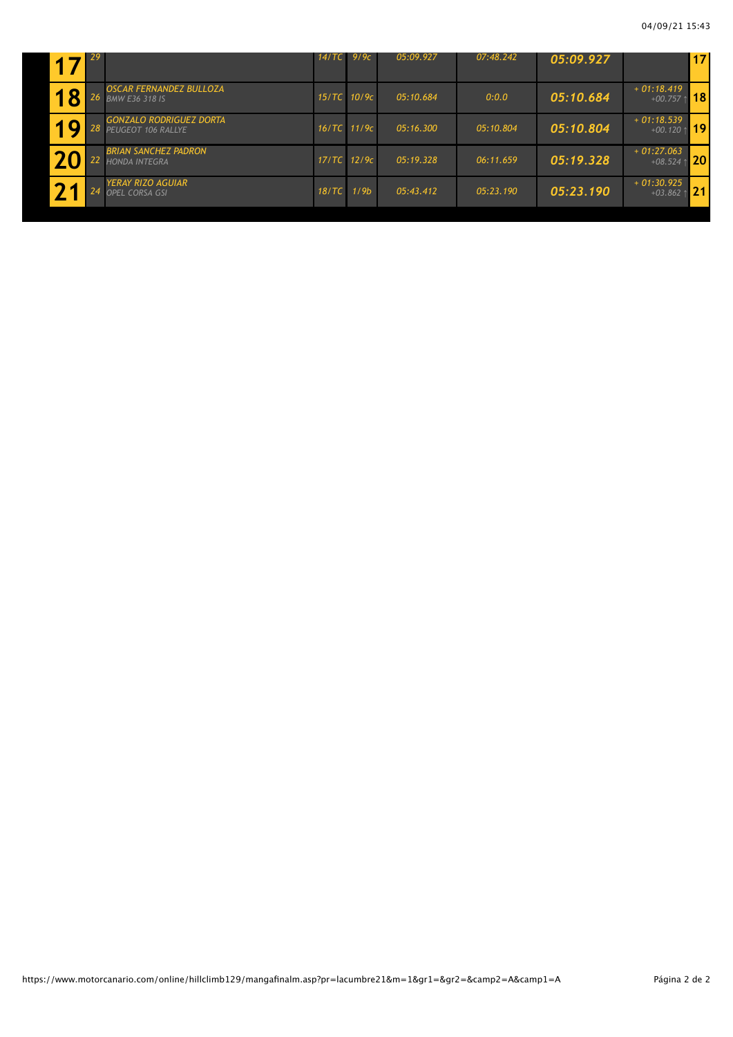| | | | | | | | | | |
|---|---|---|---|---|---|---|---|---|---|
| 17 | 29 | | 14/TC | 9/9c | 05:09.927 | 07:48.242 | 05:09.927 | | 17 |
| 18 | 26 | OSCAR FERNANDEZ BULLOZA BMW E36 318 IS | 15/TC | 10/9c | 05:10.684 | 0:0.0 | 05:10.684 | + 01:18.419 +00.757 ↑ | 18 |
| 19 | 28 | GONZALO RODRIGUEZ DORTA PEUGEOT 106 RALLYE | 16/TC | 11/9c | 05:16.300 | 05:10.804 | 05:10.804 | + 01:18.539 +00.120 ↑ | 19 |
| 20 | 22 | BRIAN SANCHEZ PADRON HONDA INTEGRA | 17/TC | 12/9c | 05:19.328 | 06:11.659 | 05:19.328 | + 01:27.063 +08.524 ↑ | 20 |
| 21 | 24 | YERAY RIZO AGUIAR OPEL CORSA GSI | 18/TC | 1/9b | 05:43.412 | 05:23.190 | 05:23.190 | + 01:30.925 +03.862 ↑ | 21 |